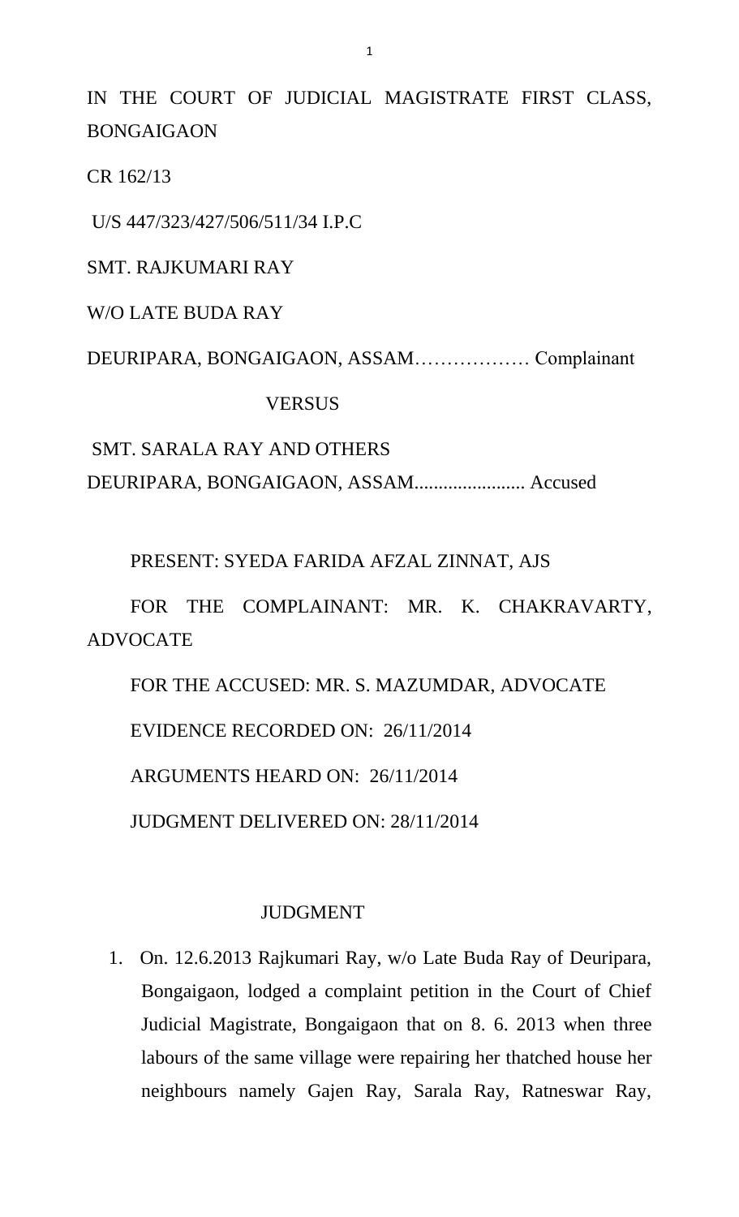IN THE COURT OF JUDICIAL MAGISTRATE FIRST CLASS, BONGAIGAON

CR 162/13

U/S 447/323/427/506/511/34 I.P.C

SMT. RAJKUMARI RAY

W/O LATE BUDA RAY

DEURIPARA, BONGAIGAON, ASSAM……………… Complainant

VERSUS

SMT. SARALA RAY AND OTHERS

DEURIPARA, BONGAIGAON, ASSAM....................... Accused

PRESENT: SYEDA FARIDA AFZAL ZINNAT, AJS

FOR THE COMPLAINANT: MR. K. CHAKRAVARTY, ADVOCATE

FOR THE ACCUSED: MR. S. MAZUMDAR, ADVOCATE

EVIDENCE RECORDED ON: 26/11/2014

ARGUMENTS HEARD ON: 26/11/2014

JUDGMENT DELIVERED ON: 28/11/2014

## JUDGMENT

1. On. 12.6.2013 Rajkumari Ray, w/o Late Buda Ray of Deuripara, Bongaigaon, lodged a complaint petition in the Court of Chief Judicial Magistrate, Bongaigaon that on 8. 6. 2013 when three labours of the same village were repairing her thatched house her neighbours namely Gajen Ray, Sarala Ray, Ratneswar Ray,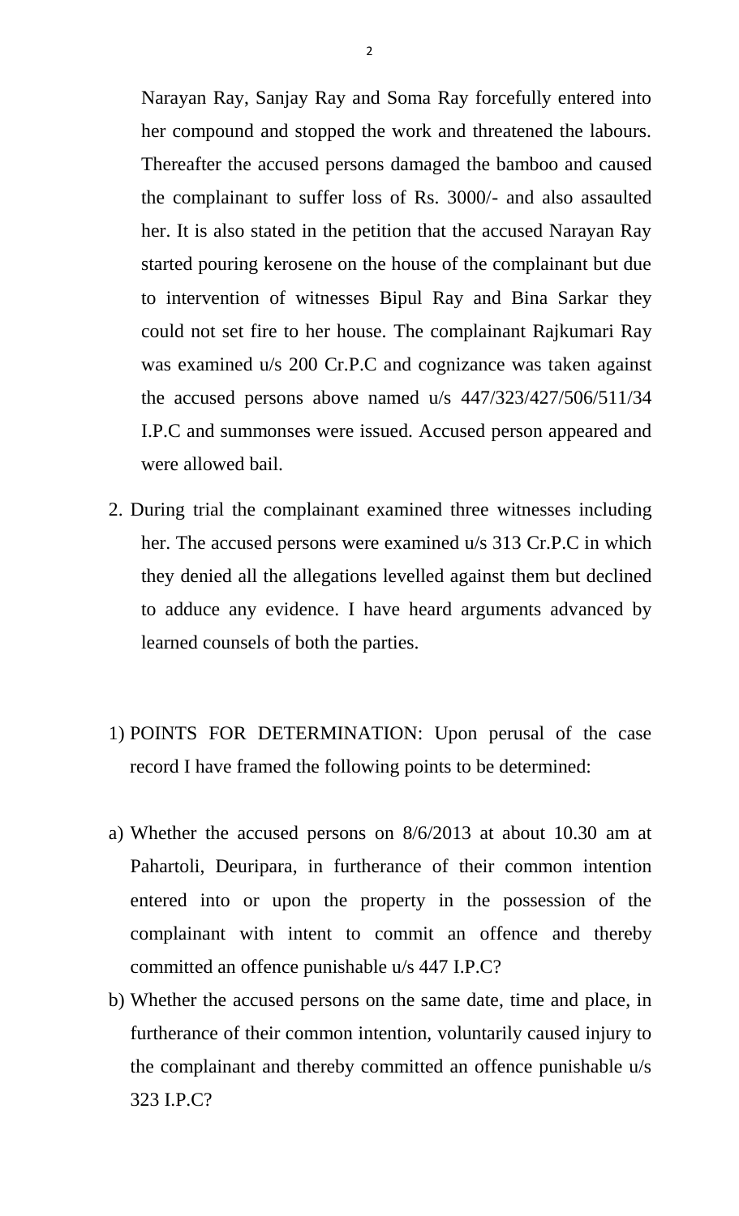Narayan Ray, Sanjay Ray and Soma Ray forcefully entered into her compound and stopped the work and threatened the labours. Thereafter the accused persons damaged the bamboo and caused the complainant to suffer loss of Rs. 3000/- and also assaulted her. It is also stated in the petition that the accused Narayan Ray started pouring kerosene on the house of the complainant but due to intervention of witnesses Bipul Ray and Bina Sarkar they could not set fire to her house. The complainant Rajkumari Ray was examined u/s 200 Cr.P.C and cognizance was taken against the accused persons above named u/s 447/323/427/506/511/34 I.P.C and summonses were issued. Accused person appeared and were allowed bail.

2. During trial the complainant examined three witnesses including her. The accused persons were examined u/s 313 Cr.P.C in which they denied all the allegations levelled against them but declined to adduce any evidence. I have heard arguments advanced by learned counsels of both the parties.

1) POINTS FOR DETERMINATION: Upon perusal of the case record I have framed the following points to be determined:

a) Whether the accused persons on 8/6/2013 at about 10.30 am at Pahartoli, Deuripara, in furtherance of their common intention entered into or upon the property in the possession of the complainant with intent to commit an offence and thereby committed an offence punishable u/s 447 I.P.C?

b) Whether the accused persons on the same date, time and place, in furtherance of their common intention, voluntarily caused injury to the complainant and thereby committed an offence punishable u/s 323 I.P.C?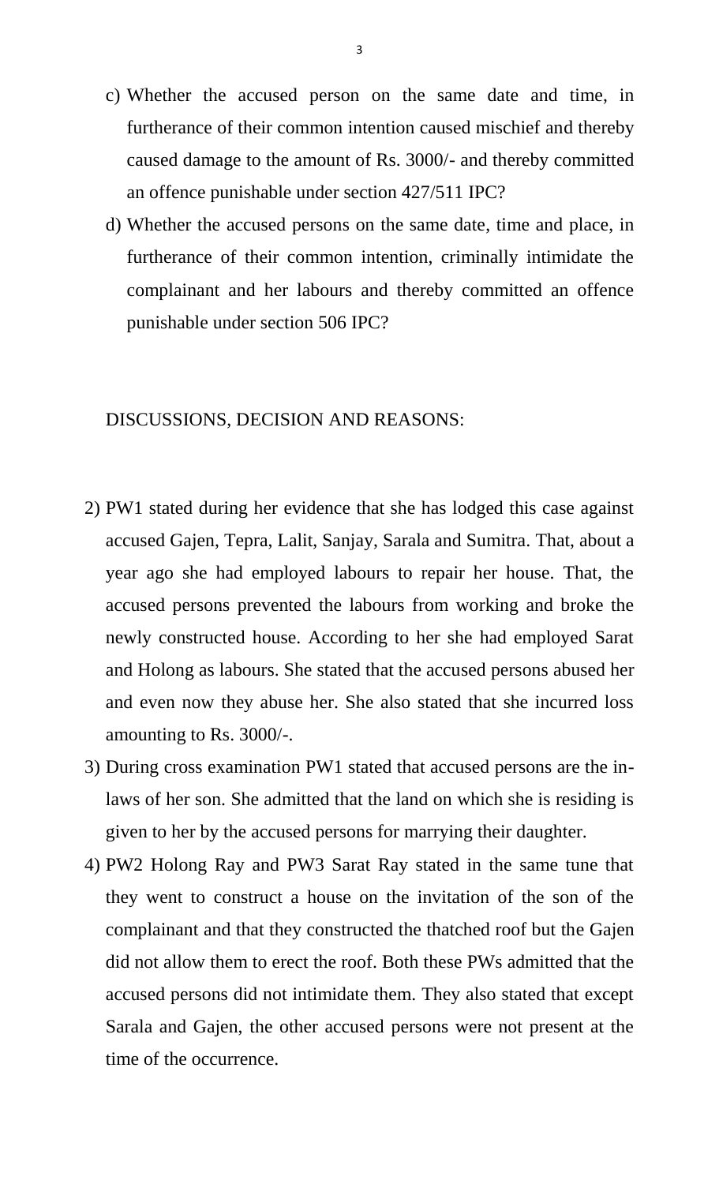c) Whether the accused person on the same date and time, in furtherance of their common intention caused mischief and thereby caused damage to the amount of Rs. 3000/- and thereby committed an offence punishable under section 427/511 IPC?

d) Whether the accused persons on the same date, time and place, in furtherance of their common intention, criminally intimidate the complainant and her labours and thereby committed an offence punishable under section 506 IPC?

DISCUSSIONS, DECISION AND REASONS:

2) PW1 stated during her evidence that she has lodged this case against accused Gajen, Tepra, Lalit, Sanjay, Sarala and Sumitra. That, about a year ago she had employed labours to repair her house. That, the accused persons prevented the labours from working and broke the newly constructed house. According to her she had employed Sarat and Holong as labours. She stated that the accused persons abused her and even now they abuse her. She also stated that she incurred loss amounting to Rs. 3000/-.

3) During cross examination PW1 stated that accused persons are the in-laws of her son. She admitted that the land on which she is residing is given to her by the accused persons for marrying their daughter.

4) PW2 Holong Ray and PW3 Sarat Ray stated in the same tune that they went to construct a house on the invitation of the son of the complainant and that they constructed the thatched roof but the Gajen did not allow them to erect the roof. Both these PWs admitted that the accused persons did not intimidate them. They also stated that except Sarala and Gajen, the other accused persons were not present at the time of the occurrence.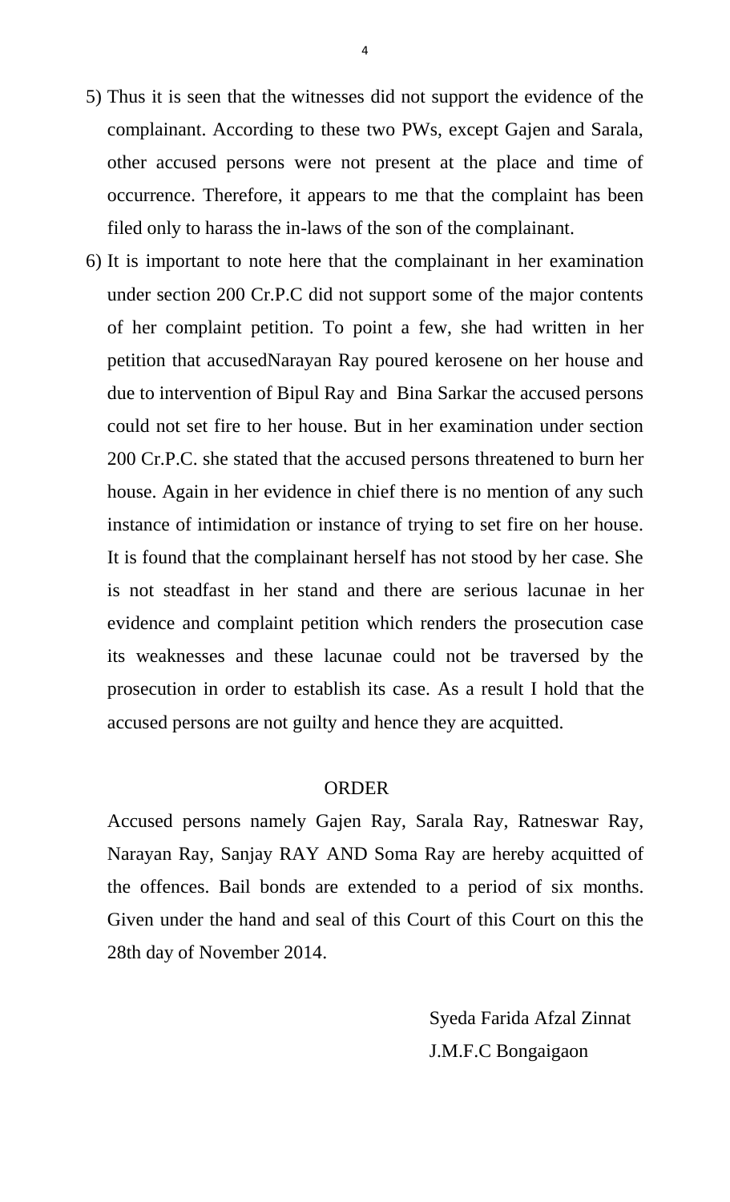5) Thus it is seen that the witnesses did not support the evidence of the complainant. According to these two PWs, except Gajen and Sarala, other accused persons were not present at the place and time of occurrence. Therefore, it appears to me that the complaint has been filed only to harass the in-laws of the son of the complainant.

6) It is important to note here that the complainant in her examination under section 200 Cr.P.C did not support some of the major contents of her complaint petition. To point a few, she had written in her petition that accusedNarayan Ray poured kerosene on her house and due to intervention of Bipul Ray and Bina Sarkar the accused persons could not set fire to her house. But in her examination under section 200 Cr.P.C. she stated that the accused persons threatened to burn her house. Again in her evidence in chief there is no mention of any such instance of intimidation or instance of trying to set fire on her house. It is found that the complainant herself has not stood by her case. She is not steadfast in her stand and there are serious lacunae in her evidence and complaint petition which renders the prosecution case its weaknesses and these lacunae could not be traversed by the prosecution in order to establish its case. As a result I hold that the accused persons are not guilty and hence they are acquitted.

## ORDER

Accused persons namely Gajen Ray, Sarala Ray, Ratneswar Ray, Narayan Ray, Sanjay RAY AND Soma Ray are hereby acquitted of the offences. Bail bonds are extended to a period of six months. Given under the hand and seal of this Court of this Court on this the 28th day of November 2014.

Syeda Farida Afzal Zinnat
J.M.F.C Bongaigaon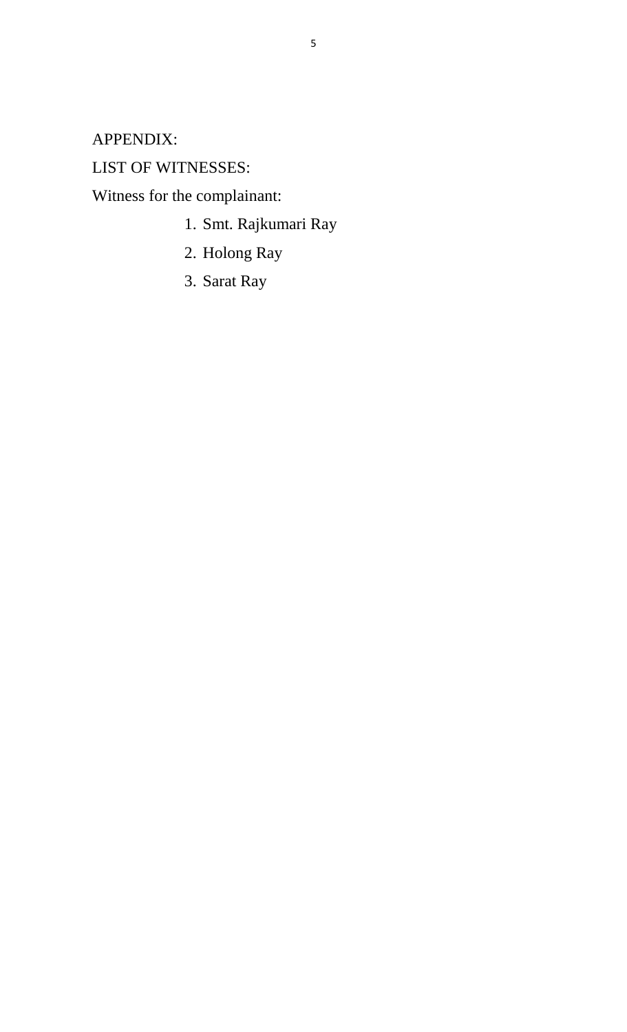APPENDIX:

LIST OF WITNESSES:

Witness for the complainant:

1. Smt. Rajkumari Ray
2. Holong Ray
3. Sarat Ray